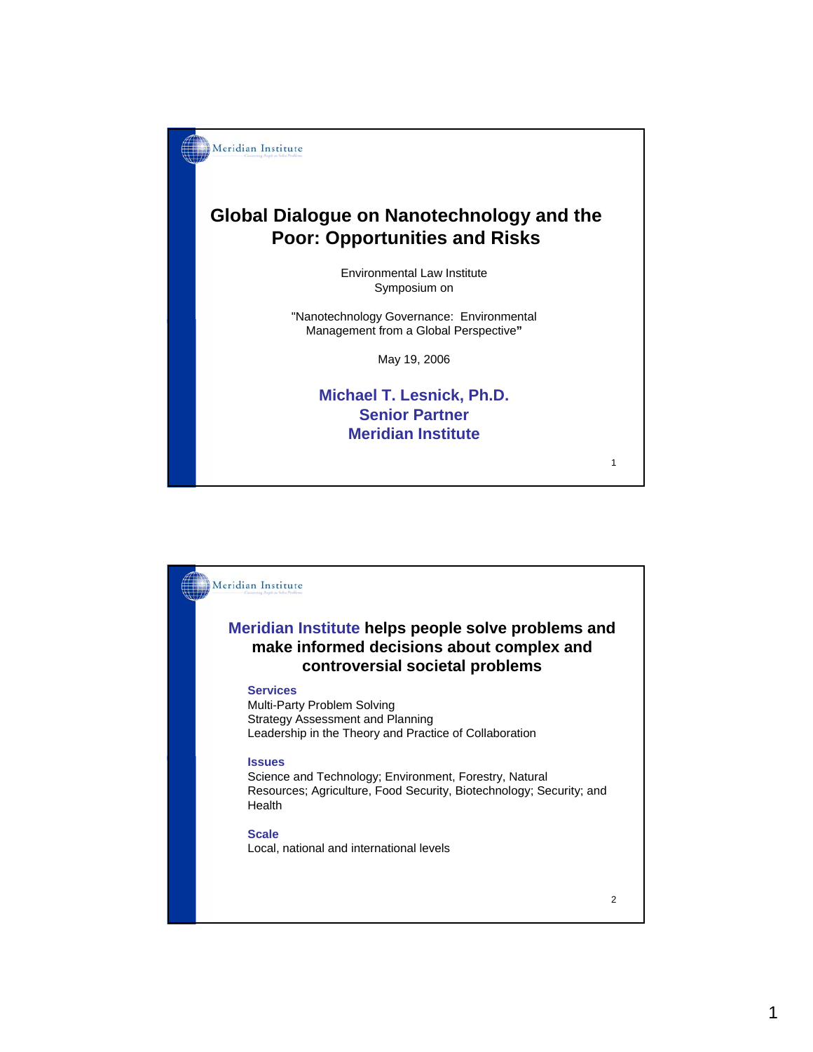# Global Dialogue on Nanotechnology and the Poor: Opportunities and Risks

Environmental Law Institute
Symposium on

"Nanotechnology Governance: Environmental Management from a Global Perspective"

May 19, 2006

**Michael T. Lesnick, Ph.D.**
**Senior Partner**
**Meridian Institute**

---

## Meridian Institute helps people solve problems and make informed decisions about complex and controversial societal problems

**Services**
Multi-Party Problem Solving
Strategy Assessment and Planning
Leadership in the Theory and Practice of Collaboration

**Issues**
Science and Technology; Environment, Forestry, Natural Resources; Agriculture, Food Security, Biotechnology; Security; and Health

**Scale**
Local, national and international levels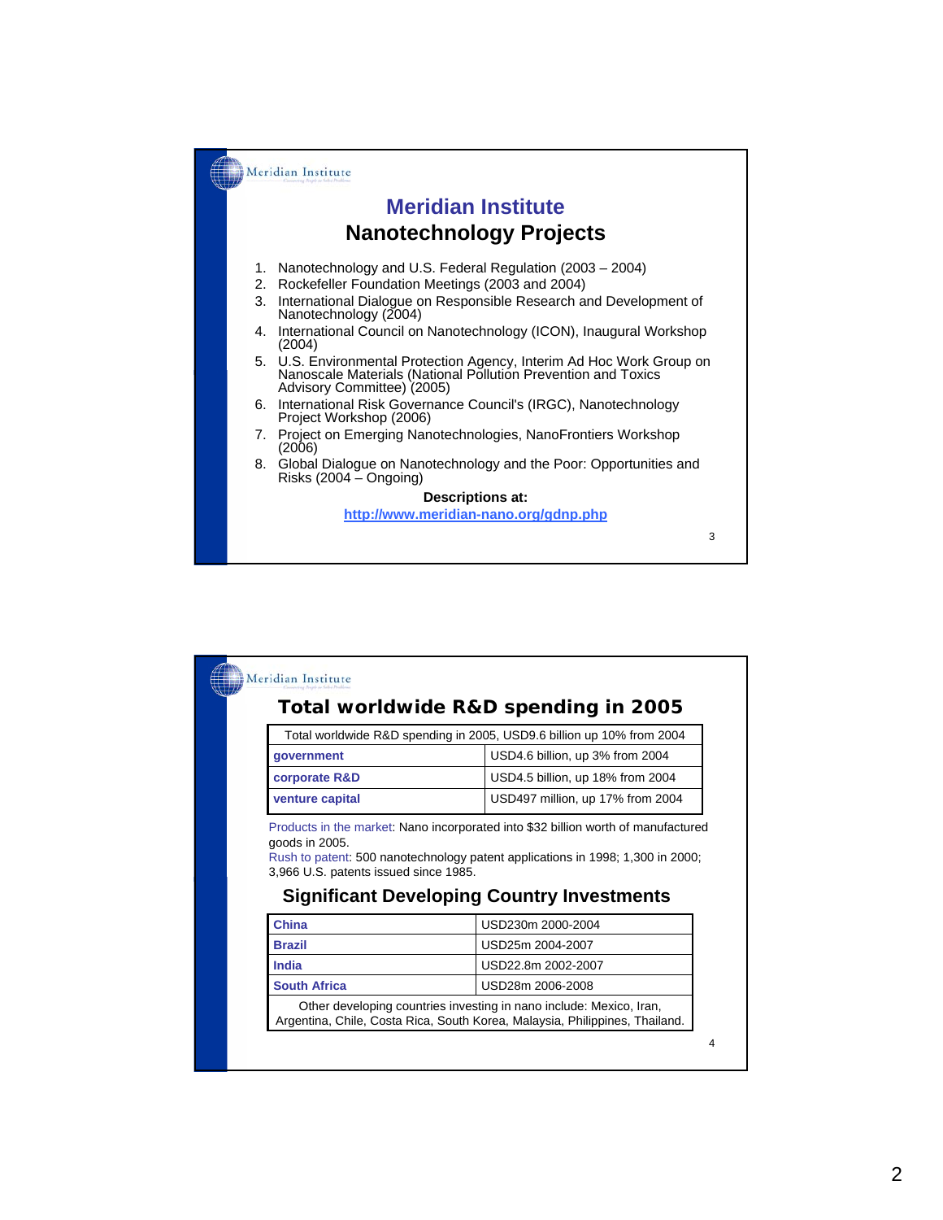## Meridian Institute

## Nanotechnology Projects

1. Nanotechnology and U.S. Federal Regulation (2003 – 2004)
2. Rockefeller Foundation Meetings (2003 and 2004)
3. International Dialogue on Responsible Research and Development of Nanotechnology (2004)
4. International Council on Nanotechnology (ICON), Inaugural Workshop (2004)
5. U.S. Environmental Protection Agency, Interim Ad Hoc Work Group on Nanoscale Materials (National Pollution Prevention and Toxics Advisory Committee) (2005)
6. International Risk Governance Council's (IRGC), Nanotechnology Project Workshop (2006)
7. Project on Emerging Nanotechnologies, NanoFrontiers Workshop (2006)
8. Global Dialogue on Nanotechnology and the Poor: Opportunities and Risks (2004 – Ongoing)

**Descriptions at:**

http://www.meridian-nano.org/gdnp.php

## Total worldwide R&D spending in 2005

| Total worldwide R&D spending in 2005, USD9.6 billion up 10% from 2004 | |
|---|---|
| **government** | USD4.6 billion, up 3% from 2004 |
| **corporate R&D** | USD4.5 billion, up 18% from 2004 |
| **venture capital** | USD497 million, up 17% from 2004 |

Products in the market: Nano incorporated into $32 billion worth of manufactured goods in 2005.

Rush to patent: 500 nanotechnology patent applications in 1998; 1,300 in 2000; 3,966 U.S. patents issued since 1985.

### Significant Developing Country Investments

| Country | Investment |
|---|---|
| **China** | USD230m 2000-2004 |
| **Brazil** | USD25m 2004-2007 |
| **India** | USD22.8m 2002-2007 |
| **South Africa** | USD28m 2006-2008 |
| Other developing countries investing in nano include: Mexico, Iran, Argentina, Chile, Costa Rica, South Korea, Malaysia, Philippines, Thailand. | |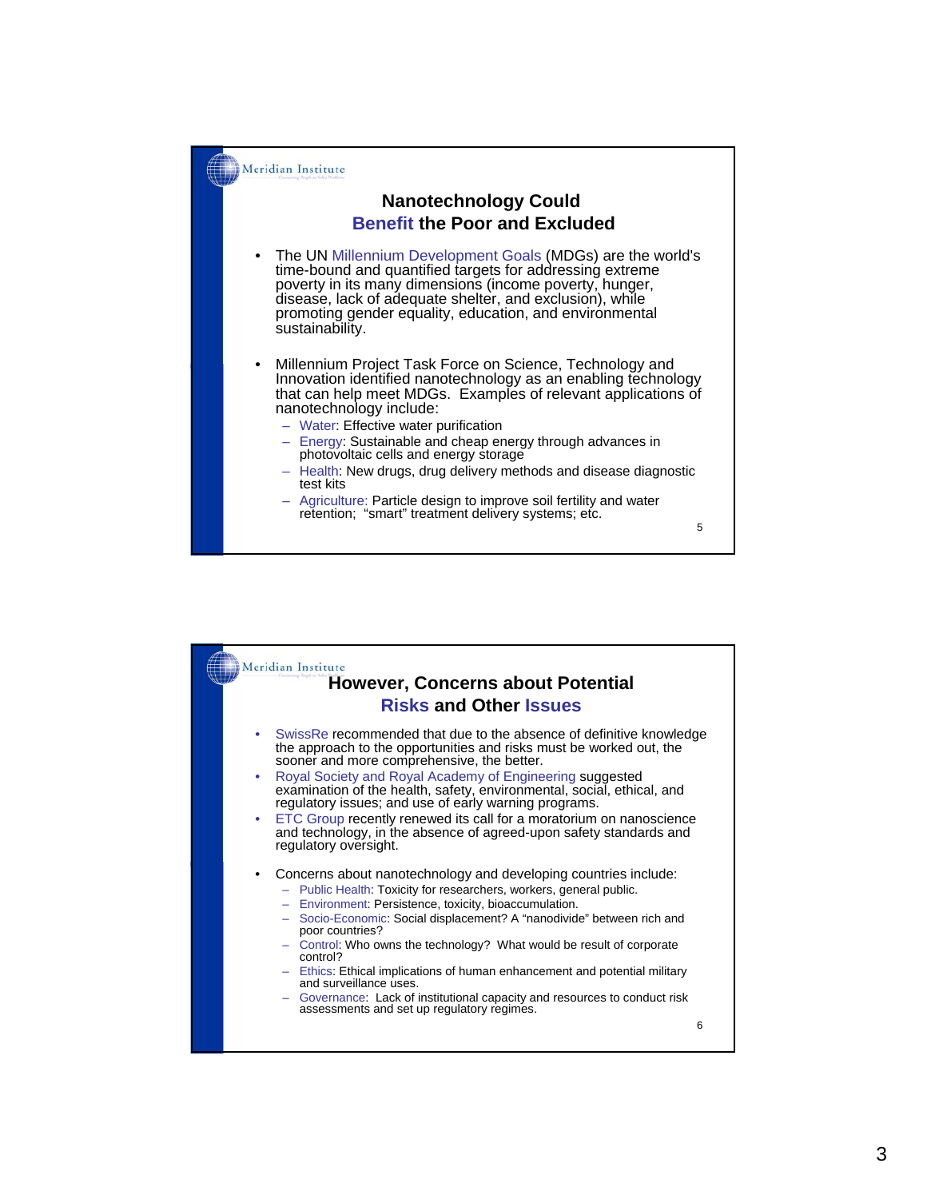## Nanotechnology Could Benefit the Poor and Excluded

- The UN Millennium Development Goals (MDGs) are the world's time-bound and quantified targets for addressing extreme poverty in its many dimensions (income poverty, hunger, disease, lack of adequate shelter, and exclusion), while promoting gender equality, education, and environmental sustainability.
- Millennium Project Task Force on Science, Technology and Innovation identified nanotechnology as an enabling technology that can help meet MDGs. Examples of relevant applications of nanotechnology include:
  - Water: Effective water purification
  - Energy: Sustainable and cheap energy through advances in photovoltaic cells and energy storage
  - Health: New drugs, drug delivery methods and disease diagnostic test kits
  - Agriculture: Particle design to improve soil fertility and water retention; "smart" treatment delivery systems; etc.

## However, Concerns about Potential Risks and Other Issues

- SwissRe recommended that due to the absence of definitive knowledge the approach to the opportunities and risks must be worked out, the sooner and more comprehensive, the better.
- Royal Society and Royal Academy of Engineering suggested examination of the health, safety, environmental, social, ethical, and regulatory issues; and use of early warning programs.
- ETC Group recently renewed its call for a moratorium on nanoscience and technology, in the absence of agreed-upon safety standards and regulatory oversight.
- Concerns about nanotechnology and developing countries include:
  - Public Health: Toxicity for researchers, workers, general public.
  - Environment: Persistence, toxicity, bioaccumulation.
  - Socio-Economic: Social displacement? A "nanodivide" between rich and poor countries?
  - Control: Who owns the technology? What would be result of corporate control?
  - Ethics: Ethical implications of human enhancement and potential military and surveillance uses.
  - Governance: Lack of institutional capacity and resources to conduct risk assessments and set up regulatory regimes.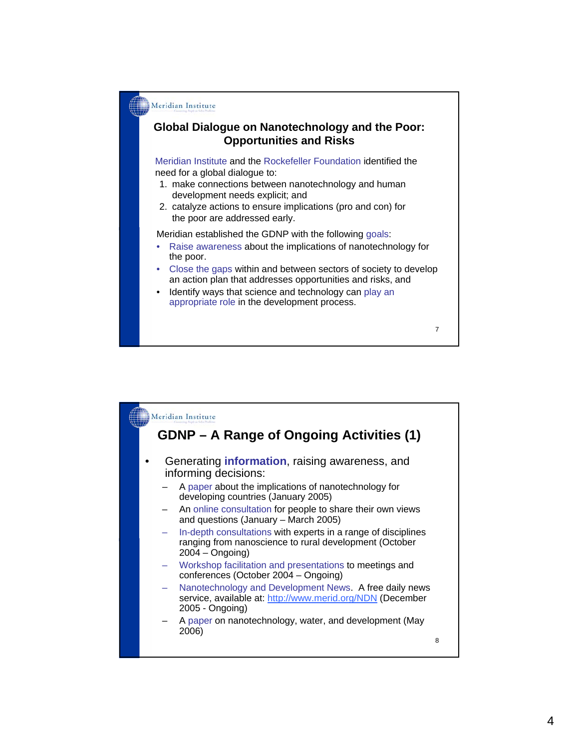Meridian Institute

## Global Dialogue on Nanotechnology and the Poor: Opportunities and Risks

Meridian Institute and the Rockefeller Foundation identified the need for a global dialogue to:

1. make connections between nanotechnology and human development needs explicit; and
2. catalyze actions to ensure implications (pro and con) for the poor are addressed early.

Meridian established the GDNP with the following goals:

- Raise awareness about the implications of nanotechnology for the poor.
- Close the gaps within and between sectors of society to develop an action plan that addresses opportunities and risks, and
- Identify ways that science and technology can play an appropriate role in the development process.

Meridian Institute

## GDNP – A Range of Ongoing Activities (1)

- Generating **information**, raising awareness, and informing decisions:
  - A paper about the implications of nanotechnology for developing countries (January 2005)
  - An online consultation for people to share their own views and questions (January – March 2005)
  - In-depth consultations with experts in a range of disciplines ranging from nanoscience to rural development (October 2004 – Ongoing)
  - Workshop facilitation and presentations to meetings and conferences (October 2004 – Ongoing)
  - Nanotechnology and Development News. A free daily news service, available at: http://www.merid.org/NDN (December 2005 - Ongoing)
  - A paper on nanotechnology, water, and development (May 2006)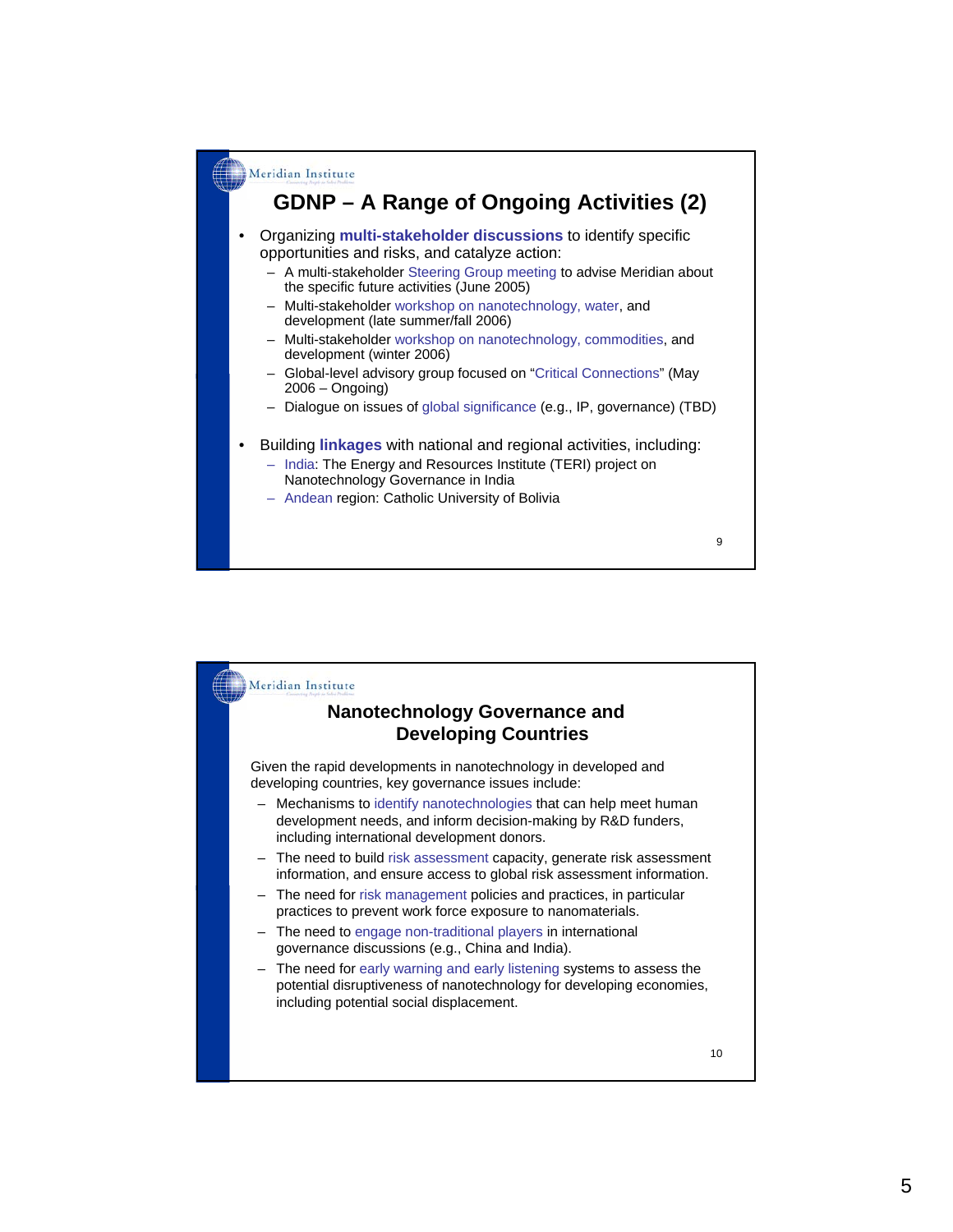## GDNP – A Range of Ongoing Activities (2)

- Organizing **multi-stakeholder discussions** to identify specific opportunities and risks, and catalyze action:
  - A multi-stakeholder Steering Group meeting to advise Meridian about the specific future activities (June 2005)
  - Multi-stakeholder workshop on nanotechnology, water, and development (late summer/fall 2006)
  - Multi-stakeholder workshop on nanotechnology, commodities, and development (winter 2006)
  - Global-level advisory group focused on "Critical Connections" (May 2006 – Ongoing)
  - Dialogue on issues of global significance (e.g., IP, governance) (TBD)
- Building **linkages** with national and regional activities, including:
  - India: The Energy and Resources Institute (TERI) project on Nanotechnology Governance in India
  - Andean region: Catholic University of Bolivia

## Nanotechnology Governance and Developing Countries

Given the rapid developments in nanotechnology in developed and developing countries, key governance issues include:

- Mechanisms to identify nanotechnologies that can help meet human development needs, and inform decision-making by R&D funders, including international development donors.
- The need to build risk assessment capacity, generate risk assessment information, and ensure access to global risk assessment information.
- The need for risk management policies and practices, in particular practices to prevent work force exposure to nanomaterials.
- The need to engage non-traditional players in international governance discussions (e.g., China and India).
- The need for early warning and early listening systems to assess the potential disruptiveness of nanotechnology for developing economies, including potential social displacement.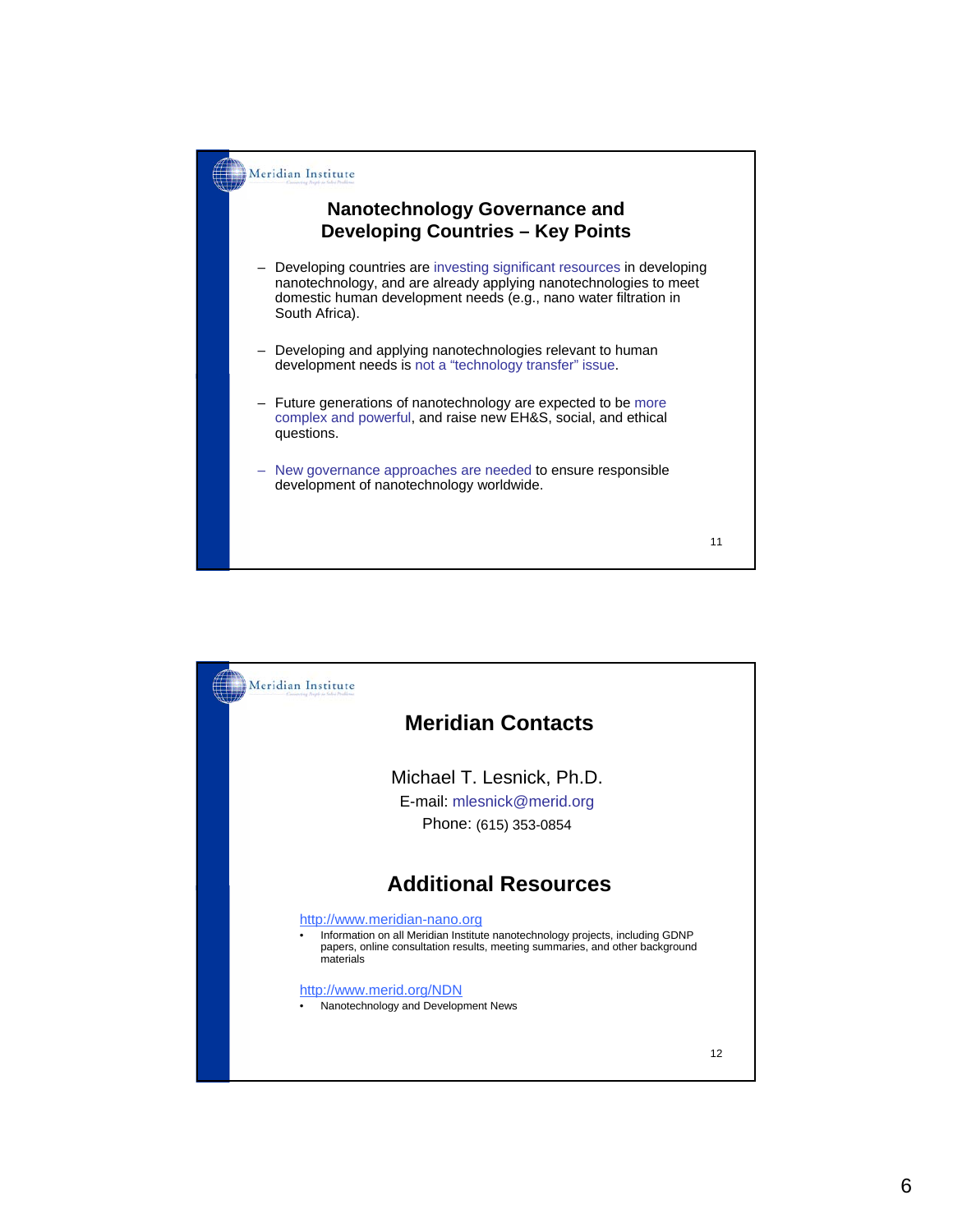Meridian Institute

## Nanotechnology Governance and Developing Countries – Key Points

- Developing countries are investing significant resources in developing nanotechnology, and are already applying nanotechnologies to meet domestic human development needs (e.g., nano water filtration in South Africa).
- Developing and applying nanotechnologies relevant to human development needs is not a "technology transfer" issue.
- Future generations of nanotechnology are expected to be more complex and powerful, and raise new EH&S, social, and ethical questions.
- New governance approaches are needed to ensure responsible development of nanotechnology worldwide.

11

Meridian Institute

## Meridian Contacts

Michael T. Lesnick, Ph.D.

E-mail: mlesnick@merid.org

Phone: (615) 353-0854

## Additional Resources

http://www.meridian-nano.org

- Information on all Meridian Institute nanotechnology projects, including GDNP papers, online consultation results, meeting summaries, and other background materials

http://www.merid.org/NDN

- Nanotechnology and Development News

12